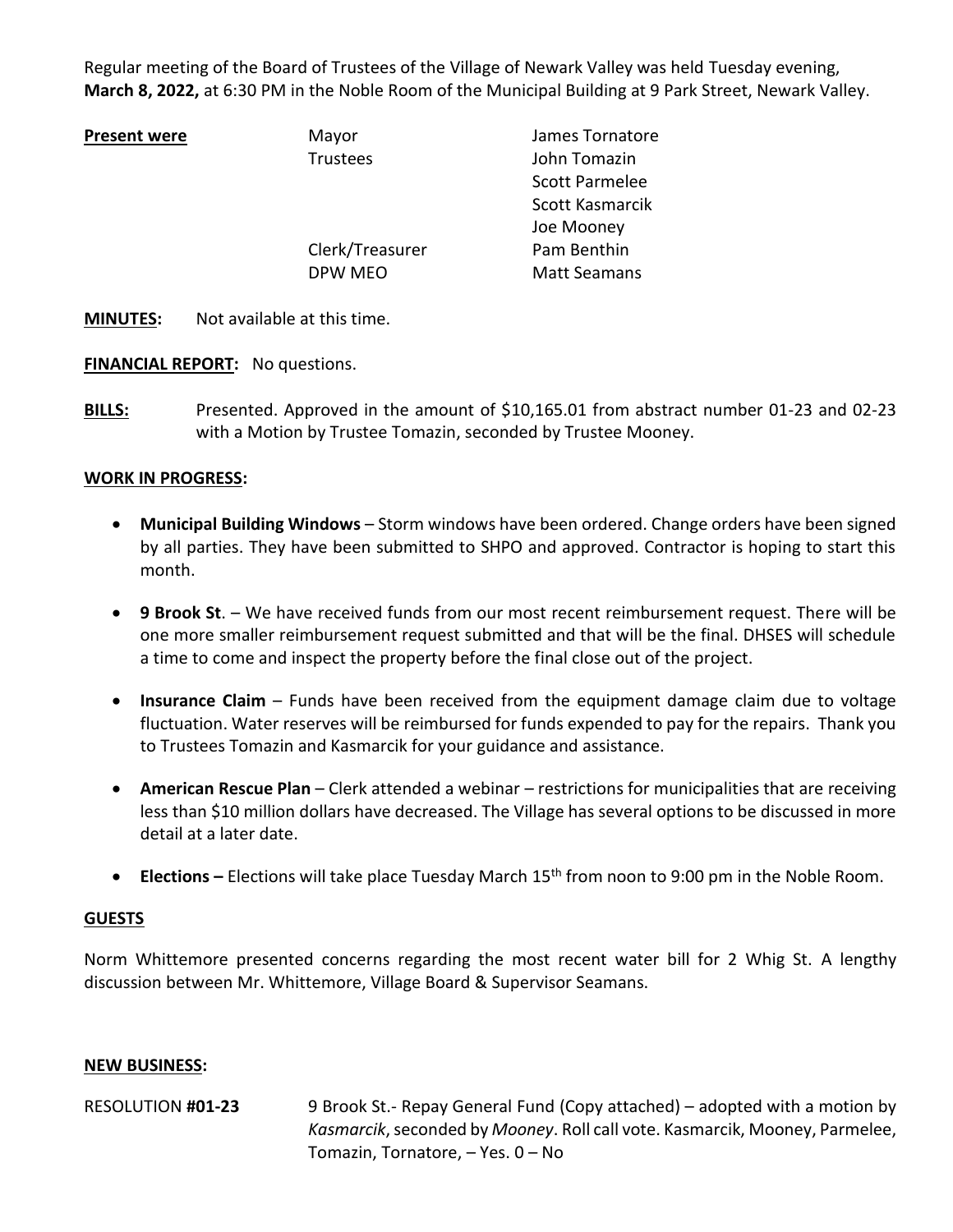Regular meeting of the Board of Trustees of the Village of Newark Valley was held Tuesday evening, **March 8, 2022,** at 6:30 PM in the Noble Room of the Municipal Building at 9 Park Street, Newark Valley.

| **Present were** | Mayor | James Tornatore |
|---|---|---|
| | Trustees | John Tomazin |
| | | Scott Parmelee |
| | | Scott Kasmarcik |
| | | Joe Mooney |
| | Clerk/Treasurer | Pam Benthin |
| | DPW MEO | Matt Seamans |

**MINUTES:** Not available at this time.

**FINANCIAL REPORT:** No questions.

**BILLS:** Presented. Approved in the amount of $10,165.01 from abstract number 01-23 and 02-23 with a Motion by Trustee Tomazin, seconded by Trustee Mooney.

**WORK IN PROGRESS:**

- **Municipal Building Windows** – Storm windows have been ordered. Change orders have been signed by all parties. They have been submitted to SHPO and approved. Contractor is hoping to start this month.
- **9 Brook St**. – We have received funds from our most recent reimbursement request. There will be one more smaller reimbursement request submitted and that will be the final. DHSES will schedule a time to come and inspect the property before the final close out of the project.
- **Insurance Claim** – Funds have been received from the equipment damage claim due to voltage fluctuation. Water reserves will be reimbursed for funds expended to pay for the repairs. Thank you to Trustees Tomazin and Kasmarcik for your guidance and assistance.
- **American Rescue Plan** – Clerk attended a webinar – restrictions for municipalities that are receiving less than $10 million dollars have decreased. The Village has several options to be discussed in more detail at a later date.
- **Elections –** Elections will take place Tuesday March 15th from noon to 9:00 pm in the Noble Room.

**GUESTS**

Norm Whittemore presented concerns regarding the most recent water bill for 2 Whig St. A lengthy discussion between Mr. Whittemore, Village Board & Supervisor Seamans.

**NEW BUSINESS:**

RESOLUTION **#01-23** 9 Brook St.- Repay General Fund (Copy attached) – adopted with a motion by *Kasmarcik*, seconded by *Mooney*. Roll call vote. Kasmarcik, Mooney, Parmelee, Tomazin, Tornatore, – Yes. 0 – No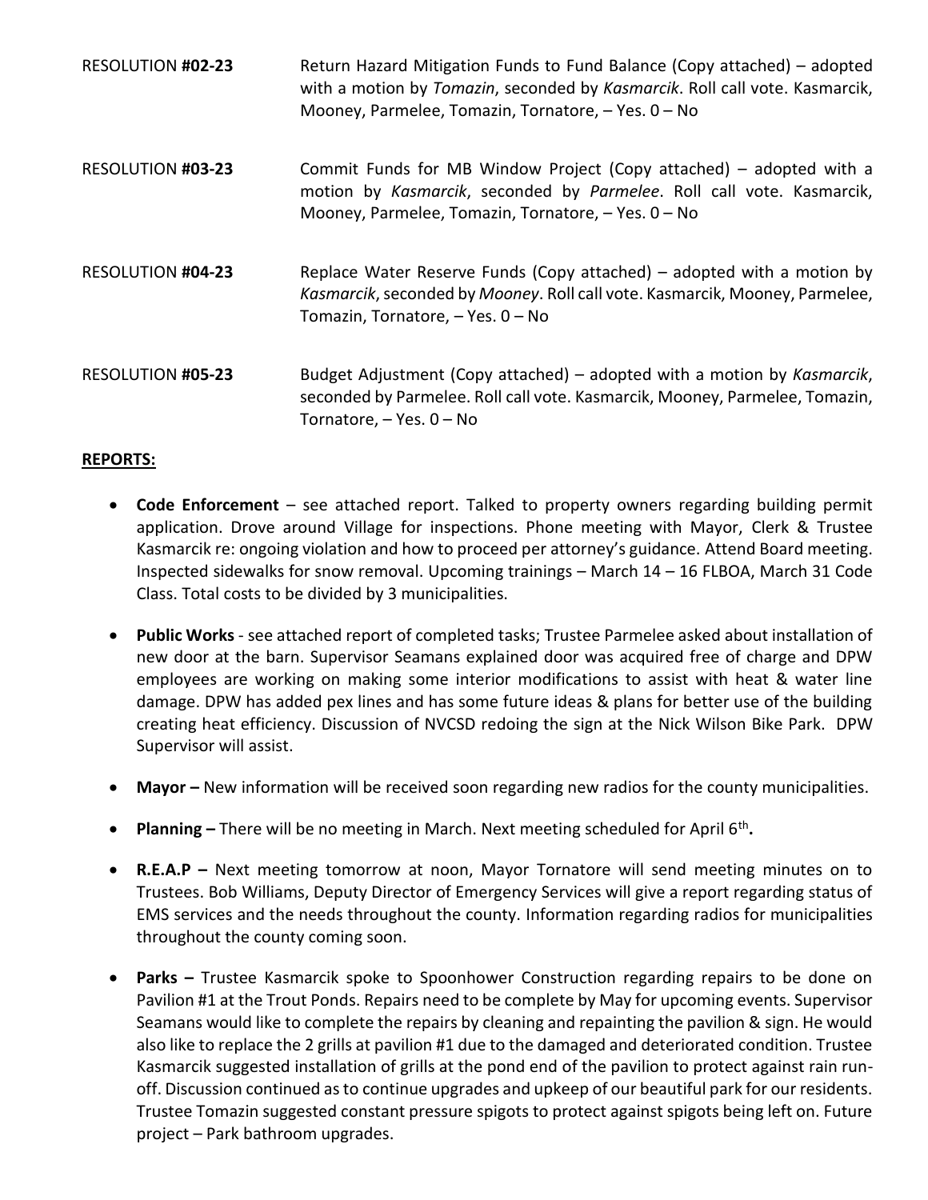RESOLUTION **#02-23** Return Hazard Mitigation Funds to Fund Balance (Copy attached) – adopted with a motion by *Tomazin*, seconded by *Kasmarcik*. Roll call vote. Kasmarcik, Mooney, Parmelee, Tomazin, Tornatore, – Yes. 0 – No

RESOLUTION **#03-23** Commit Funds for MB Window Project (Copy attached) – adopted with a motion by *Kasmarcik*, seconded by *Parmelee*. Roll call vote. Kasmarcik, Mooney, Parmelee, Tomazin, Tornatore, – Yes. 0 – No

RESOLUTION **#04-23** Replace Water Reserve Funds (Copy attached) – adopted with a motion by *Kasmarcik*, seconded by *Mooney*. Roll call vote. Kasmarcik, Mooney, Parmelee, Tomazin, Tornatore, – Yes. 0 – No

RESOLUTION **#05-23** Budget Adjustment (Copy attached) – adopted with a motion by *Kasmarcik*, seconded by Parmelee. Roll call vote. Kasmarcik, Mooney, Parmelee, Tomazin, Tornatore, – Yes. 0 – No

**REPORTS:**

- **Code Enforcement** – see attached report. Talked to property owners regarding building permit application. Drove around Village for inspections. Phone meeting with Mayor, Clerk & Trustee Kasmarcik re: ongoing violation and how to proceed per attorney's guidance. Attend Board meeting. Inspected sidewalks for snow removal. Upcoming trainings – March 14 – 16 FLBOA, March 31 Code Class. Total costs to be divided by 3 municipalities.
- **Public Works** - see attached report of completed tasks; Trustee Parmelee asked about installation of new door at the barn. Supervisor Seamans explained door was acquired free of charge and DPW employees are working on making some interior modifications to assist with heat & water line damage. DPW has added pex lines and has some future ideas & plans for better use of the building creating heat efficiency. Discussion of NVCSD redoing the sign at the Nick Wilson Bike Park. DPW Supervisor will assist.
- **Mayor –** New information will be received soon regarding new radios for the county municipalities.
- **Planning –** There will be no meeting in March. Next meeting scheduled for April 6th**.**
- **R.E.A.P –** Next meeting tomorrow at noon, Mayor Tornatore will send meeting minutes on to Trustees. Bob Williams, Deputy Director of Emergency Services will give a report regarding status of EMS services and the needs throughout the county. Information regarding radios for municipalities throughout the county coming soon.
- **Parks –** Trustee Kasmarcik spoke to Spoonhower Construction regarding repairs to be done on Pavilion #1 at the Trout Ponds. Repairs need to be complete by May for upcoming events. Supervisor Seamans would like to complete the repairs by cleaning and repainting the pavilion & sign. He would also like to replace the 2 grills at pavilion #1 due to the damaged and deteriorated condition. Trustee Kasmarcik suggested installation of grills at the pond end of the pavilion to protect against rain run-off. Discussion continued as to continue upgrades and upkeep of our beautiful park for our residents. Trustee Tomazin suggested constant pressure spigots to protect against spigots being left on. Future project – Park bathroom upgrades.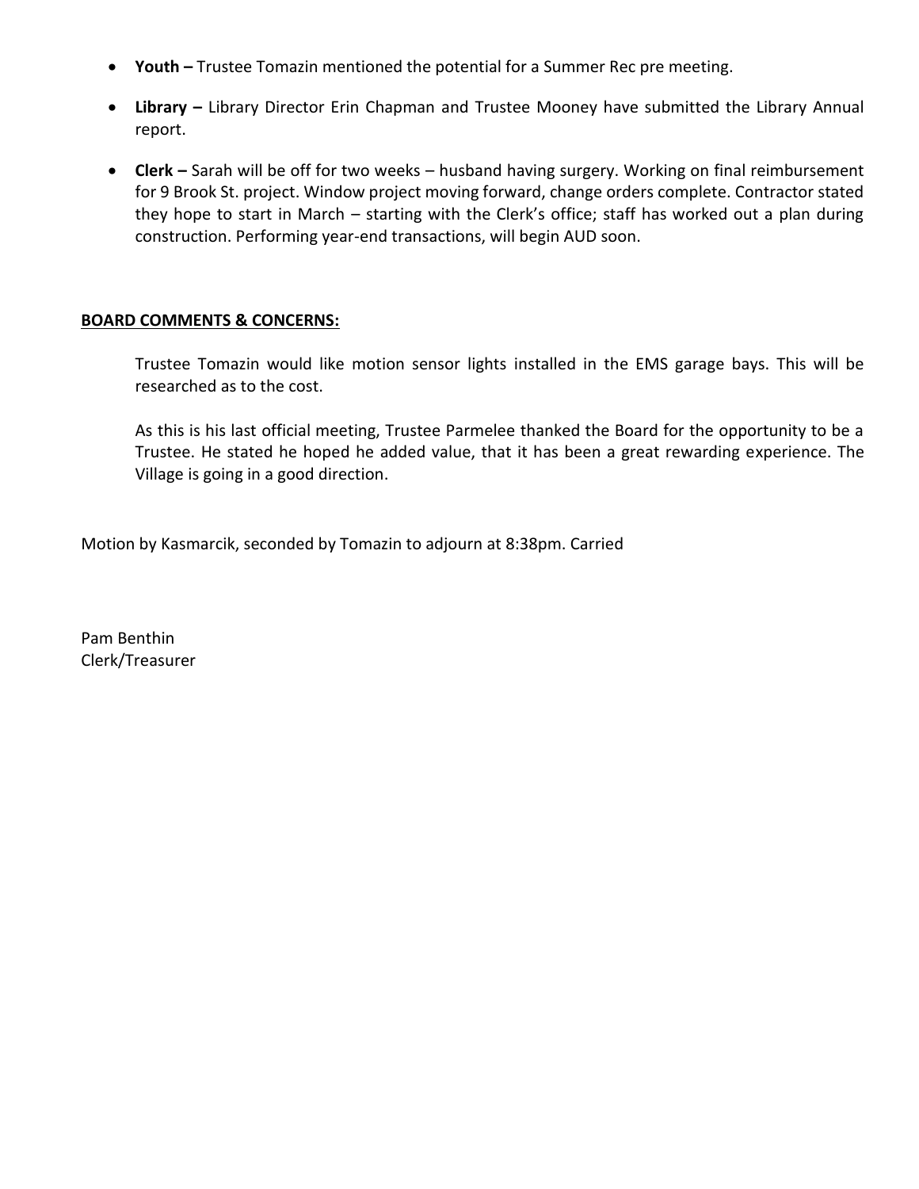- **Youth –** Trustee Tomazin mentioned the potential for a Summer Rec pre meeting.

- **Library –** Library Director Erin Chapman and Trustee Mooney have submitted the Library Annual report.

- **Clerk –** Sarah will be off for two weeks – husband having surgery. Working on final reimbursement for 9 Brook St. project. Window project moving forward, change orders complete. Contractor stated they hope to start in March – starting with the Clerk's office; staff has worked out a plan during construction. Performing year-end transactions, will begin AUD soon.

**BOARD COMMENTS & CONCERNS:**

Trustee Tomazin would like motion sensor lights installed in the EMS garage bays. This will be researched as to the cost.

As this is his last official meeting, Trustee Parmelee thanked the Board for the opportunity to be a Trustee. He stated he hoped he added value, that it has been a great rewarding experience. The Village is going in a good direction.

Motion by Kasmarcik, seconded by Tomazin to adjourn at 8:38pm. Carried

Pam Benthin
Clerk/Treasurer